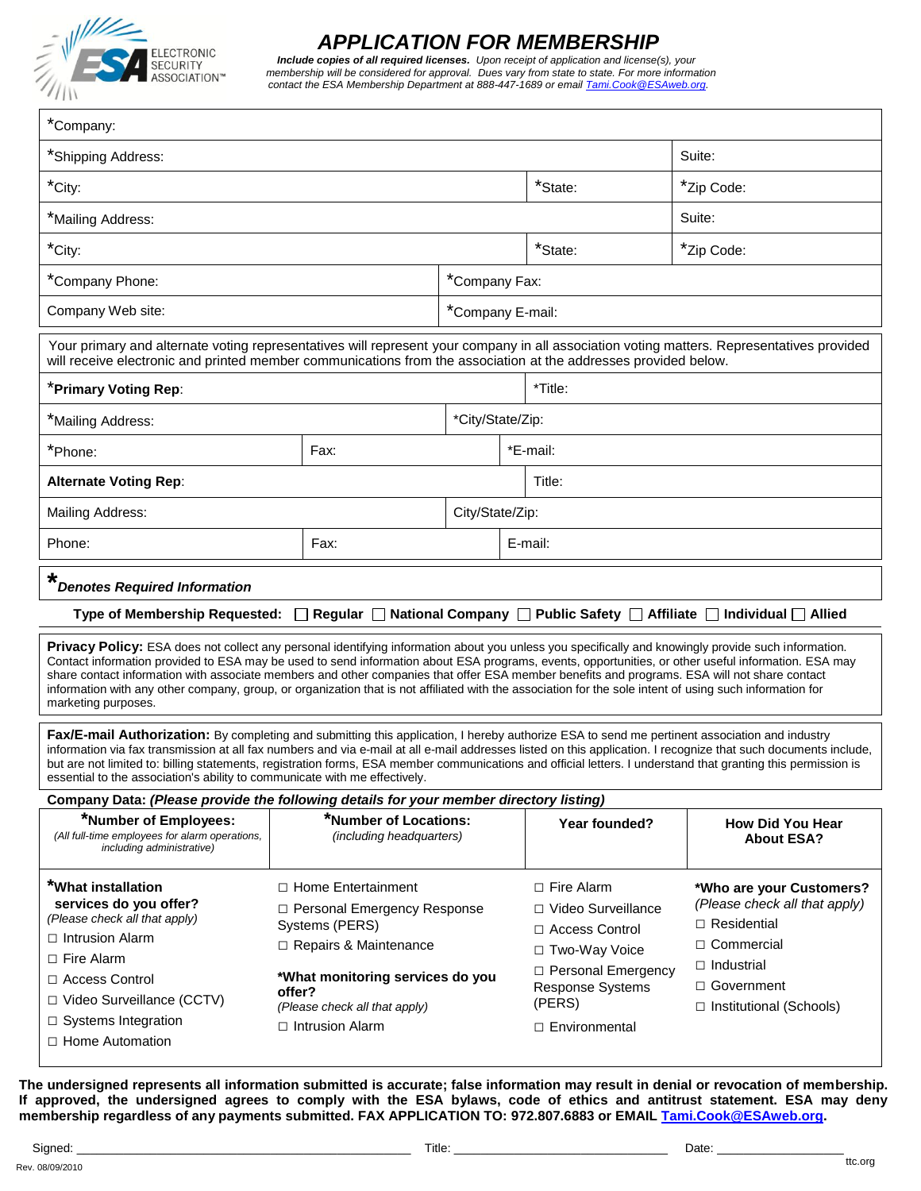ELECTRONIC SECURITY ASSOCIATION™

# APPLICATION FOR MEMBERSHIP

***Include copies of all required licenses.*** *Upon receipt of application and license(s), your membership will be considered for approval. Dues vary from state to state. For more information contact the ESA Membership Department at 888-447-1689 or email Tami.Cook@ESAweb.org.*

| | | | |
|---|---|---|---|
| *Company: | | | |
| *Shipping Address: | | | Suite: |
| *City: | | *State: | *Zip Code: |
| *Mailing Address: | | | Suite: |
| *City: | | *State: | *Zip Code: |
| *Company Phone: | *Company Fax: | | |
| Company Web site: | *Company E-mail: | | |

Your primary and alternate voting representatives will represent your company in all association voting matters. Representatives provided will receive electronic and printed member communications from the association at the addresses provided below.

| | | |
|---|---|---|
| ***Primary Voting Rep**: | | *Title: |
| *Mailing Address: | *City/State/Zip: | |
| *Phone: | Fax: | *E-mail: |
| **Alternate Voting Rep**: | | Title: |
| Mailing Address: | City/State/Zip: | |
| Phone: | Fax: | E-mail: |

****Denotes Required Information***

**Type of Membership Requested:** ☐ **Regular** ☐ **National Company** ☐ **Public Safety** ☐ **Affiliate** ☐ **Individual** ☐ **Allied**

**Privacy Policy:** ESA does not collect any personal identifying information about you unless you specifically and knowingly provide such information. Contact information provided to ESA may be used to send information about ESA programs, events, opportunities, or other useful information. ESA may share contact information with associate members and other companies that offer ESA member benefits and programs. ESA will not share contact information with any other company, group, or organization that is not affiliated with the association for the sole intent of using such information for marketing purposes.

**Fax/E-mail Authorization:** By completing and submitting this application, I hereby authorize ESA to send me pertinent association and industry information via fax transmission at all fax numbers and via e-mail at all e-mail addresses listed on this application. I recognize that such documents include, but are not limited to: billing statements, registration forms, ESA member communications and official letters. I understand that granting this permission is essential to the association's ability to communicate with me effectively.

**Company Data:** ***(Please provide the following details for your member directory listing)***

| ***Number of Employees:** *(All full-time employees for alarm operations, including administrative)* | ***Number of Locations:** *(including headquarters)* | **Year founded?** | **How Did You Hear About ESA?** |
|---|---|---|---|
| | | | |

***What installation services do you offer?** *(Please check all that apply)*
- ☐ Intrusion Alarm
- ☐ Fire Alarm
- ☐ Access Control
- ☐ Video Surveillance (CCTV)
- ☐ Systems Integration
- ☐ Home Automation
- ☐ Home Entertainment
- ☐ Personal Emergency Response Systems (PERS)
- ☐ Repairs & Maintenance

***What monitoring services do you offer?** *(Please check all that apply)*
- ☐ Intrusion Alarm
- ☐ Fire Alarm
- ☐ Video Surveillance
- ☐ Access Control
- ☐ Two-Way Voice
- ☐ Personal Emergency Response Systems (PERS)
- ☐ Environmental

***Who are your Customers?** *(Please check all that apply)*
- ☐ Residential
- ☐ Commercial
- ☐ Industrial
- ☐ Government
- ☐ Institutional (Schools)

**The undersigned represents all information submitted is accurate; false information may result in denial or revocation of membership. If approved, the undersigned agrees to comply with the ESA bylaws, code of ethics and antitrust statement. ESA may deny membership regardless of any payments submitted. FAX APPLICATION TO: 972.807.6883 or EMAIL Tami.Cook@ESAweb.org.**

Signed: ______________________________ Title: ____________________ Date: ______________

Rev. 08/09/2010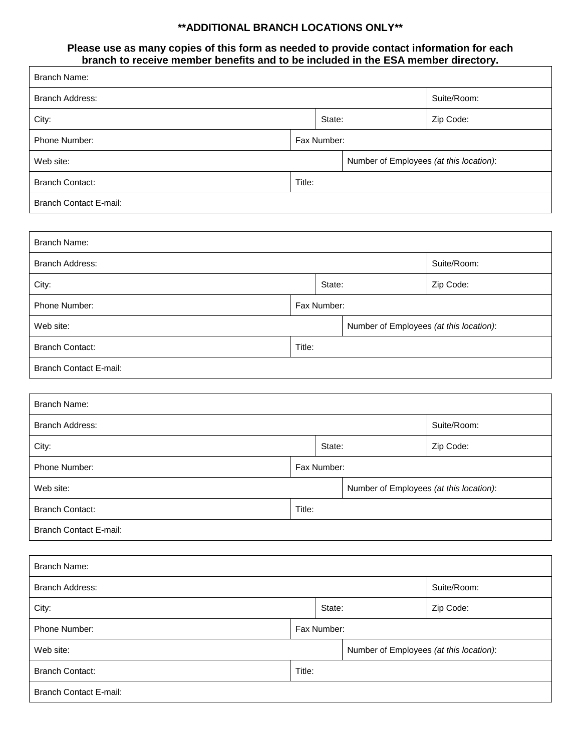**\*\*ADDITIONAL BRANCH LOCATIONS ONLY\*\***

**Please use as many copies of this form as needed to provide contact information for each branch to receive member benefits and to be included in the ESA member directory.**

| Branch Name: | | | |
|---|---|---|---|
| Branch Address: | | | Suite/Room: |
| City: | State: | | Zip Code: |
| Phone Number: | Fax Number: | | |
| Web site: | | Number of Employees *(at this location)*: | |
| Branch Contact: | Title: | | |
| Branch Contact E-mail: | | | |

| Branch Name: | | | |
|---|---|---|---|
| Branch Address: | | | Suite/Room: |
| City: | State: | | Zip Code: |
| Phone Number: | Fax Number: | | |
| Web site: | | Number of Employees *(at this location)*: | |
| Branch Contact: | Title: | | |
| Branch Contact E-mail: | | | |

| Branch Name: | | | |
|---|---|---|---|
| Branch Address: | | | Suite/Room: |
| City: | State: | | Zip Code: |
| Phone Number: | Fax Number: | | |
| Web site: | | Number of Employees *(at this location)*: | |
| Branch Contact: | Title: | | |
| Branch Contact E-mail: | | | |

| Branch Name: | | | |
|---|---|---|---|
| Branch Address: | | | Suite/Room: |
| City: | State: | | Zip Code: |
| Phone Number: | Fax Number: | | |
| Web site: | | Number of Employees *(at this location)*: | |
| Branch Contact: | Title: | | |
| Branch Contact E-mail: | | | |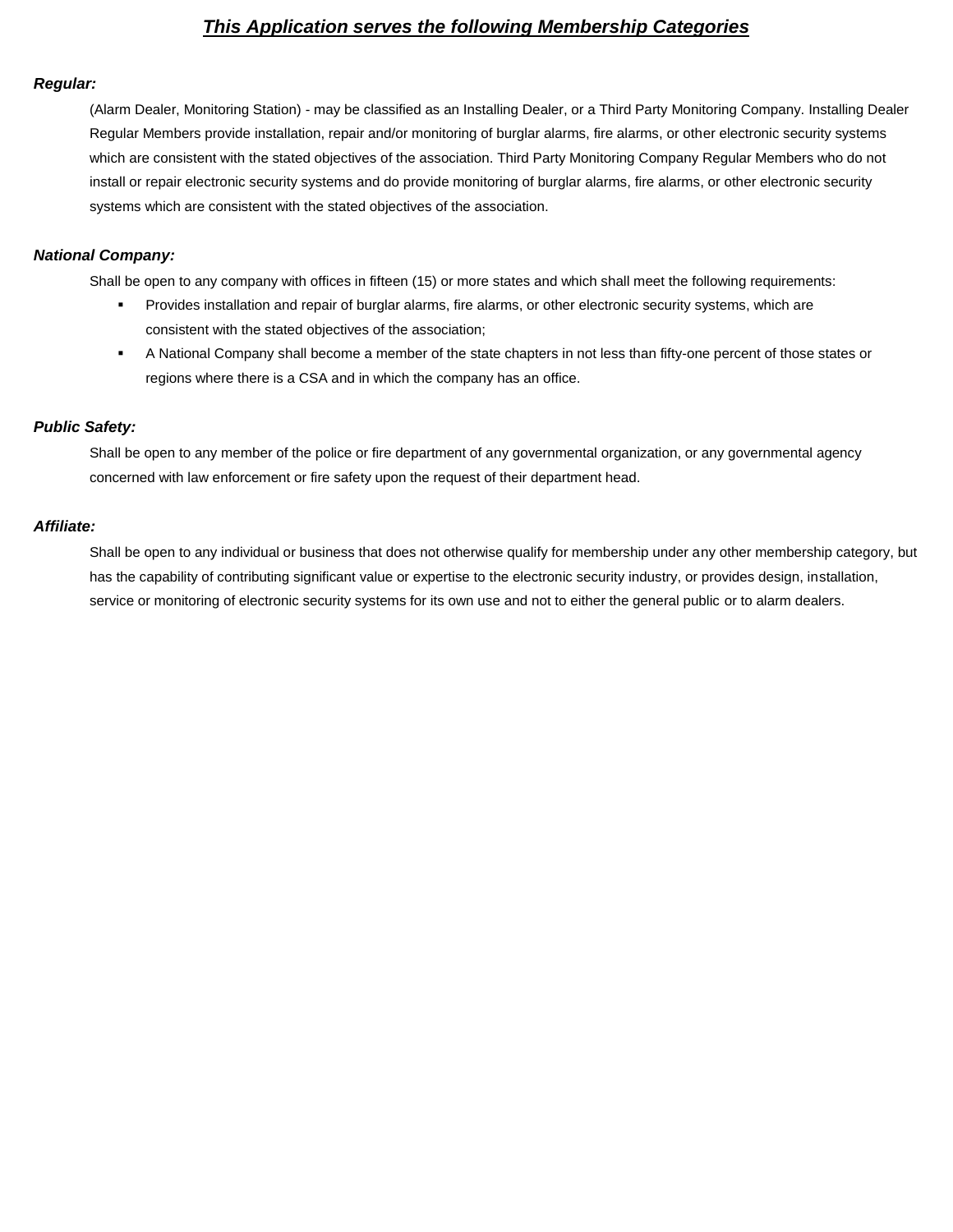## ***This Application serves the following Membership Categories***

***Regular:***

(Alarm Dealer, Monitoring Station) - may be classified as an Installing Dealer, or a Third Party Monitoring Company. Installing Dealer Regular Members provide installation, repair and/or monitoring of burglar alarms, fire alarms, or other electronic security systems which are consistent with the stated objectives of the association. Third Party Monitoring Company Regular Members who do not install or repair electronic security systems and do provide monitoring of burglar alarms, fire alarms, or other electronic security systems which are consistent with the stated objectives of the association.

***National Company:***

Shall be open to any company with offices in fifteen (15) or more states and which shall meet the following requirements:

- Provides installation and repair of burglar alarms, fire alarms, or other electronic security systems, which are consistent with the stated objectives of the association;
- A National Company shall become a member of the state chapters in not less than fifty-one percent of those states or regions where there is a CSA and in which the company has an office.

***Public Safety:***

Shall be open to any member of the police or fire department of any governmental organization, or any governmental agency concerned with law enforcement or fire safety upon the request of their department head.

***Affiliate:***

Shall be open to any individual or business that does not otherwise qualify for membership under any other membership category, but has the capability of contributing significant value or expertise to the electronic security industry, or provides design, installation, service or monitoring of electronic security systems for its own use and not to either the general public or to alarm dealers.